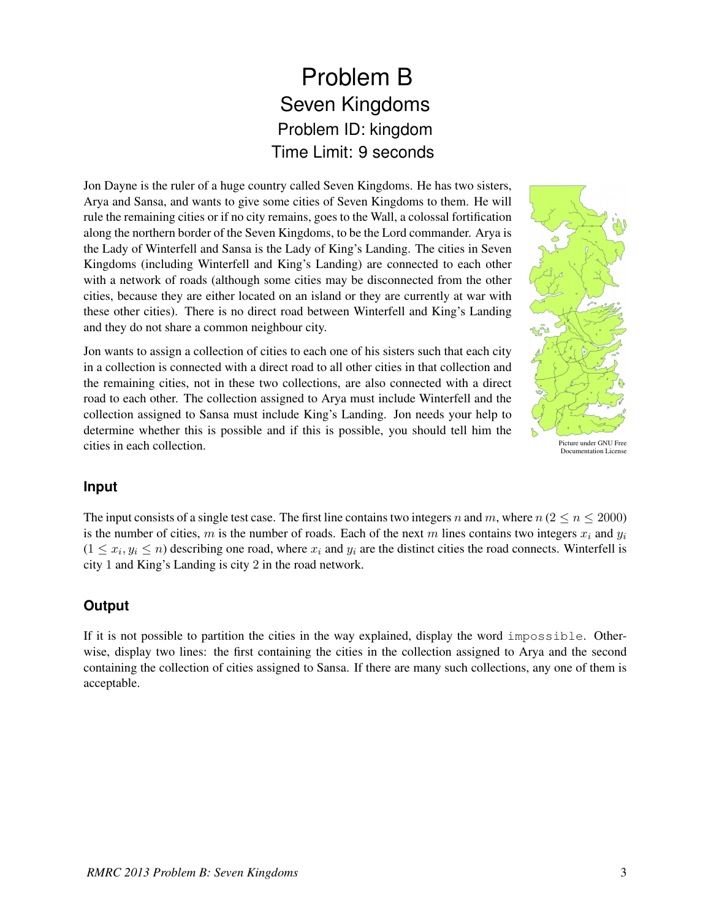# Problem B
## Seven Kingdoms
### Problem ID: kingdom
### Time Limit: 9 seconds

Jon Dayne is the ruler of a huge country called Seven Kingdoms. He has two sisters, Arya and Sansa, and wants to give some cities of Seven Kingdoms to them. He will rule the remaining cities or if no city remains, goes to the Wall, a colossal fortification along the northern border of the Seven Kingdoms, to be the Lord commander. Arya is the Lady of Winterfell and Sansa is the Lady of King's Landing. The cities in Seven Kingdoms (including Winterfell and King's Landing) are connected to each other with a network of roads (although some cities may be disconnected from the other cities, because they are either located on an island or they are currently at war with these other cities). There is no direct road between Winterfell and King's Landing and they do not share a common neighbour city.

Jon wants to assign a collection of cities to each one of his sisters such that each city in a collection is connected with a direct road to all other cities in that collection and the remaining cities, not in these two collections, are also connected with a direct road to each other. The collection assigned to Arya must include Winterfell and the collection assigned to Sansa must include King's Landing. Jon needs your help to determine whether this is possible and if this is possible, you should tell him the cities in each collection.

Picture under GNU Free Documentation License

### Input

The input consists of a single test case. The first line contains two integers $n$ and $m$, where $n$ ($2 \leq n \leq 2000$) is the number of cities, $m$ is the number of roads. Each of the next $m$ lines contains two integers $x_i$ and $y_i$ ($1 \leq x_i, y_i \leq n$) describing one road, where $x_i$ and $y_i$ are the distinct cities the road connects. Winterfell is city 1 and King's Landing is city 2 in the road network.

### Output

If it is not possible to partition the cities in the way explained, display the word `impossible`. Otherwise, display two lines: the first containing the cities in the collection assigned to Arya and the second containing the collection of cities assigned to Sansa. If there are many such collections, any one of them is acceptable.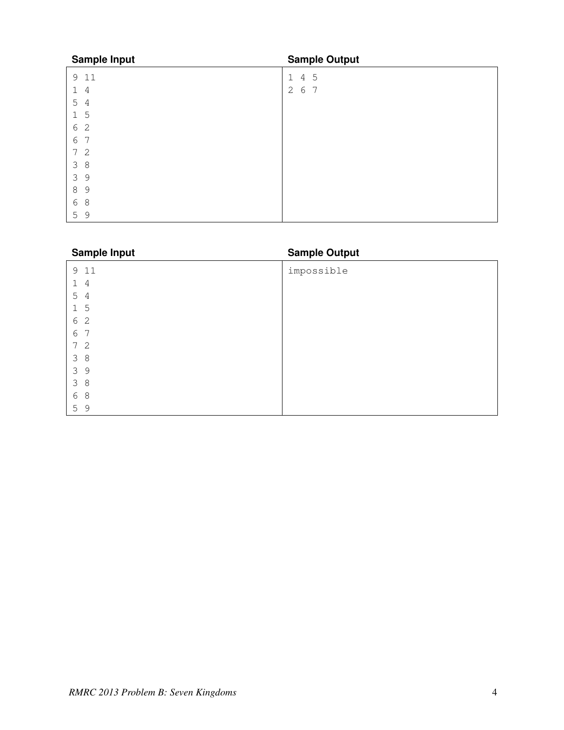| Sample Input | Sample Output |
| --- | --- |
| 9 11<br>1 4<br>5 4<br>1 5<br>6 2<br>6 7<br>7 2<br>3 8<br>3 9<br>8 9<br>6 8<br>5 9 | 1 4 5<br>2 6 7 |

| Sample Input | Sample Output |
| --- | --- |
| 9 11<br>1 4<br>5 4<br>1 5<br>6 2<br>6 7<br>7 2<br>3 8<br>3 9<br>3 8<br>6 8<br>5 9 | impossible |